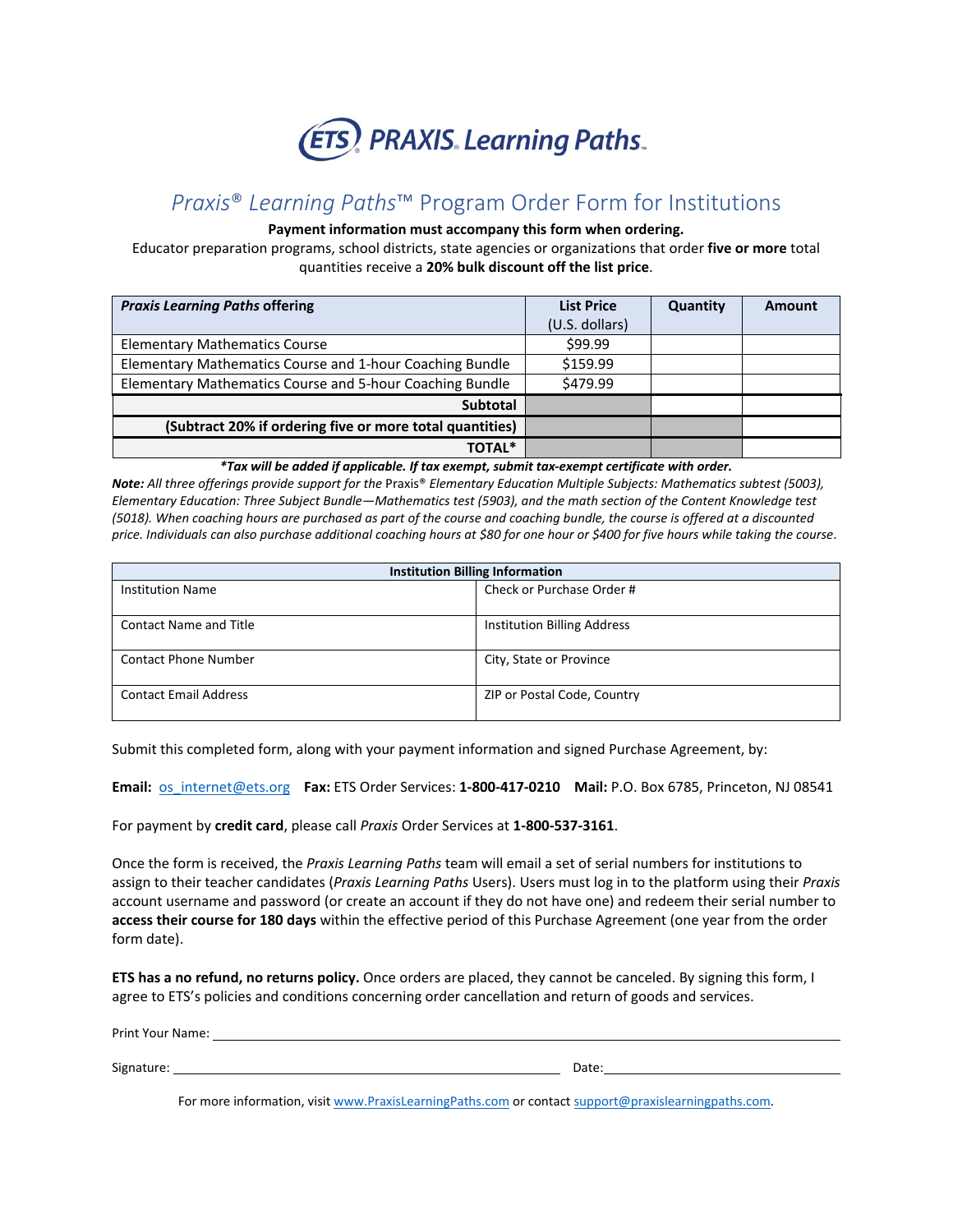# ETS PRAXIS Learning Paths

## *Praxis*® *Learning Paths*™ Program Order Form for Institutions

**Payment information must accompany this form when ordering.**

Educator preparation programs, school districts, state agencies or organizations that order **five or more** total quantities receive a **20% bulk discount off the list price**.

| ***Praxis Learning Paths* offering** | **List Price** (U.S. dollars) | **Quantity** | **Amount** |
|---|---|---|---|
| Elementary Mathematics Course | $99.99 | | |
| Elementary Mathematics Course and 1-hour Coaching Bundle | $159.99 | | |
| Elementary Mathematics Course and 5-hour Coaching Bundle | $479.99 | | |
| **Subtotal** | | | |
| **(Subtract 20% if ordering five or more total quantities)** | | | |
| **TOTAL*** | | | |

***Tax will be added if applicable. If tax exempt, submit tax-exempt certificate with order.***

***Note:*** *All three offerings provide support for the* Praxis® *Elementary Education Multiple Subjects: Mathematics subtest (5003), Elementary Education: Three Subject Bundle—Mathematics test (5903), and the math section of the Content Knowledge test (5018). When coaching hours are purchased as part of the course and coaching bundle, the course is offered at a discounted price. Individuals can also purchase additional coaching hours at $80 for one hour or $400 for five hours while taking the course.*

| **Institution Billing Information** | |
|---|---|
| Institution Name | Check or Purchase Order # |
| Contact Name and Title | Institution Billing Address |
| Contact Phone Number | City, State or Province |
| Contact Email Address | ZIP or Postal Code, Country |

Submit this completed form, along with your payment information and signed Purchase Agreement, by:

**Email:** os_internet@ets.org **Fax:** ETS Order Services: **1-800-417-0210** **Mail:** P.O. Box 6785, Princeton, NJ 08541

For payment by **credit card**, please call *Praxis* Order Services at **1-800-537-3161**.

Once the form is received, the *Praxis Learning Paths* team will email a set of serial numbers for institutions to assign to their teacher candidates (*Praxis Learning Paths* Users). Users must log in to the platform using their *Praxis* account username and password (or create an account if they do not have one) and redeem their serial number to **access their course for 180 days** within the effective period of this Purchase Agreement (one year from the order form date).

**ETS has a no refund, no returns policy.** Once orders are placed, they cannot be canceled. By signing this form, I agree to ETS's policies and conditions concerning order cancellation and return of goods and services.

Print Your Name: ______________________________

Signature: ______________________________ Date: ______________________________

For more information, visit www.PraxisLearningPaths.com or contact support@praxislearningpaths.com.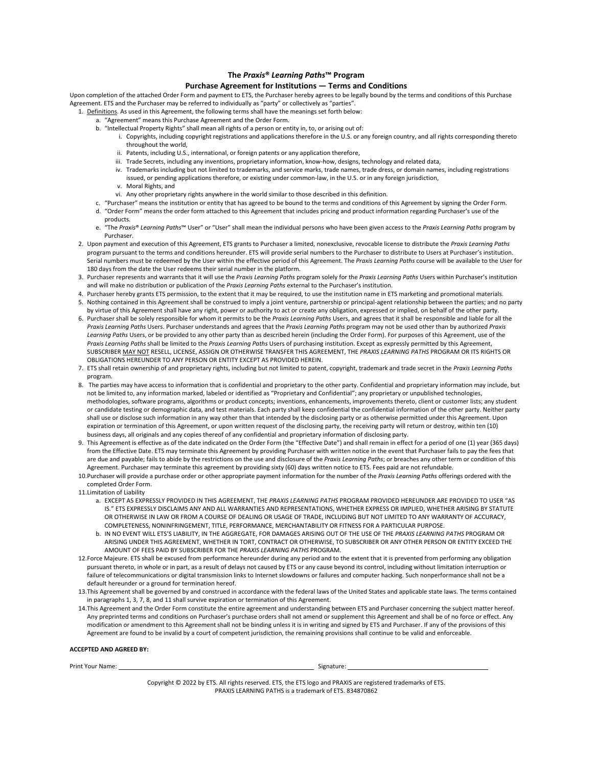# The *Praxis*® *Learning Paths*™ Program

## Purchase Agreement for Institutions — Terms and Conditions

Upon completion of the attached Order Form and payment to ETS, the Purchaser hereby agrees to be legally bound by the terms and conditions of this Purchase Agreement. ETS and the Purchaser may be referred to individually as "party" or collectively as "parties".

1. Definitions. As used in this Agreement, the following terms shall have the meanings set forth below:
   a. "Agreement" means this Purchase Agreement and the Order Form.
   b. "Intellectual Property Rights" shall mean all rights of a person or entity in, to, or arising out of:
      i. Copyrights, including copyright registrations and applications therefore in the U.S. or any foreign country, and all rights corresponding thereto throughout the world,
      ii. Patents, including U.S., international, or foreign patents or any application therefore,
      iii. Trade Secrets, including any inventions, proprietary information, know-how, designs, technology and related data,
      iv. Trademarks including but not limited to trademarks, and service marks, trade names, trade dress, or domain names, including registrations issued, or pending applications therefore, or existing under common-law, in the U.S. or in any foreign jurisdiction,
      v. Moral Rights, and
      vi. Any other proprietary rights anywhere in the world similar to those described in this definition.
   c. "Purchaser" means the institution or entity that has agreed to be bound to the terms and conditions of this Agreement by signing the Order Form.
   d. "Order Form" means the order form attached to this Agreement that includes pricing and product information regarding Purchaser's use of the products.
   e. "The *Praxis*® *Learning Paths*™ User" or "User" shall mean the individual persons who have been given access to the *Praxis Learning Paths* program by Purchaser.
2. Upon payment and execution of this Agreement, ETS grants to Purchaser a limited, nonexclusive, revocable license to distribute the *Praxis Learning Paths* program pursuant to the terms and conditions hereunder. ETS will provide serial numbers to the Purchaser to distribute to Users at Purchaser's institution. Serial numbers must be redeemed by the User within the effective period of this Agreement. The *Praxis Learning Paths* course will be available to the User for 180 days from the date the User redeems their serial number in the platform.
3. Purchaser represents and warrants that it will use the *Praxis Learning Paths* program solely for the *Praxis Learning Paths* Users within Purchaser's institution and will make no distribution or publication of the *Praxis Learning Paths* external to the Purchaser's institution.
4. Purchaser hereby grants ETS permission, to the extent that it may be required, to use the institution name in ETS marketing and promotional materials.
5. Nothing contained in this Agreement shall be construed to imply a joint venture, partnership or principal-agent relationship between the parties; and no party by virtue of this Agreement shall have any right, power or authority to act or create any obligation, expressed or implied, on behalf of the other party.
6. Purchaser shall be solely responsible for whom it permits to be the *Praxis Learning Paths* Users, and agrees that it shall be responsible and liable for all the *Praxis Learning Paths* Users. Purchaser understands and agrees that the *Praxis Learning Paths* program may not be used other than by authorized *Praxis Learning Paths* Users, or be provided to any other party than as described herein (including the Order Form). For purposes of this Agreement, use of the *Praxis Learning Paths* shall be limited to the *Praxis Learning Paths* Users of purchasing institution. Except as expressly permitted by this Agreement, SUBSCRIBER MAY NOT RESELL, LICENSE, ASSIGN OR OTHERWISE TRANSFER THIS AGREEMENT, THE *PRAXIS LEARNING PATHS* PROGRAM OR ITS RIGHTS OR OBLIGATIONS HEREUNDER TO ANY PERSON OR ENTITY EXCEPT AS PROVIDED HEREIN.
7. ETS shall retain ownership of and proprietary rights, including but not limited to patent, copyright, trademark and trade secret in the *Praxis Learning Paths* program.
8. The parties may have access to information that is confidential and proprietary to the other party. Confidential and proprietary information may include, but not be limited to, any information marked, labeled or identified as "Proprietary and Confidential"; any proprietary or unpublished technologies, methodologies, software programs, algorithms or product concepts; inventions, enhancements, improvements thereto, client or customer lists; any student or candidate testing or demographic data, and test materials. Each party shall keep confidential the confidential information of the other party. Neither party shall use or disclose such information in any way other than that intended by the disclosing party or as otherwise permitted under this Agreement. Upon expiration or termination of this Agreement, or upon written request of the disclosing party, the receiving party will return or destroy, within ten (10) business days, all originals and any copies thereof of any confidential and proprietary information of disclosing party.
9. This Agreement is effective as of the date indicated on the Order Form (the "Effective Date") and shall remain in effect for a period of one (1) year (365 days) from the Effective Date. ETS may terminate this Agreement by providing Purchaser with written notice in the event that Purchaser fails to pay the fees that are due and payable; fails to abide by the restrictions on the use and disclosure of the *Praxis Learning Paths*; or breaches any other term or condition of this Agreement. Purchaser may terminate this agreement by providing sixty (60) days written notice to ETS. Fees paid are not refundable.
10. Purchaser will provide a purchase order or other appropriate payment information for the number of the *Praxis Learning Paths* offerings ordered with the completed Order Form.
11. Limitation of Liability
    a. EXCEPT AS EXPRESSLY PROVIDED IN THIS AGREEMENT, THE *PRAXIS LEARNING PATHS* PROGRAM PROVIDED HEREUNDER ARE PROVIDED TO USER "AS IS." ETS EXPRESSLY DISCLAIMS ANY AND ALL WARRANTIES AND REPRESENTATIONS, WHETHER EXPRESS OR IMPLIED, WHETHER ARISING BY STATUTE OR OTHERWISE IN LAW OR FROM A COURSE OF DEALING OR USAGE OF TRADE, INCLUDING BUT NOT LIMITED TO ANY WARRANTY OF ACCURACY, COMPLETENESS, NONINFRINGEMENT, TITLE, PERFORMANCE, MERCHANTABILITY OR FITNESS FOR A PARTICULAR PURPOSE.
    b. IN NO EVENT WILL ETS'S LIABILITY, IN THE AGGREGATE, FOR DAMAGES ARISING OUT OF THE USE OF THE *PRAXIS LEARNING PATHS* PROGRAM OR ARISING UNDER THIS AGREEMENT, WHETHER IN TORT, CONTRACT OR OTHERWISE, TO SUBSCRIBER OR ANY OTHER PERSON OR ENTITY EXCEED THE AMOUNT OF FEES PAID BY SUBSCRIBER FOR THE *PRAXIS LEARNING PATHS* PROGRAM.
12. Force Majeure. ETS shall be excused from performance hereunder during any period and to the extent that it is prevented from performing any obligation pursuant thereto, in whole or in part, as a result of delays not caused by ETS or any cause beyond its control, including without limitation interruption or failure of telecommunications or digital transmission links to Internet slowdowns or failures and computer hacking. Such nonperformance shall not be a default hereunder or a ground for termination hereof.
13. This Agreement shall be governed by and construed in accordance with the federal laws of the United States and applicable state laws. The terms contained in paragraphs 1, 3, 7, 8, and 11 shall survive expiration or termination of this Agreement.
14. This Agreement and the Order Form constitute the entire agreement and understanding between ETS and Purchaser concerning the subject matter hereof. Any preprinted terms and conditions on Purchaser's purchase orders shall not amend or supplement this Agreement and shall be of no force or effect. Any modification or amendment to this Agreement shall not be binding unless it is in writing and signed by ETS and Purchaser. If any of the provisions of this Agreement are found to be invalid by a court of competent jurisdiction, the remaining provisions shall continue to be valid and enforceable.

**ACCEPTED AND AGREED BY:**

Print Your Name: ______________________________ Signature: ______________________________

Copyright © 2022 by ETS. All rights reserved. ETS, the ETS logo and PRAXIS are registered trademarks of ETS. PRAXIS LEARNING PATHS is a trademark of ETS. 834870862